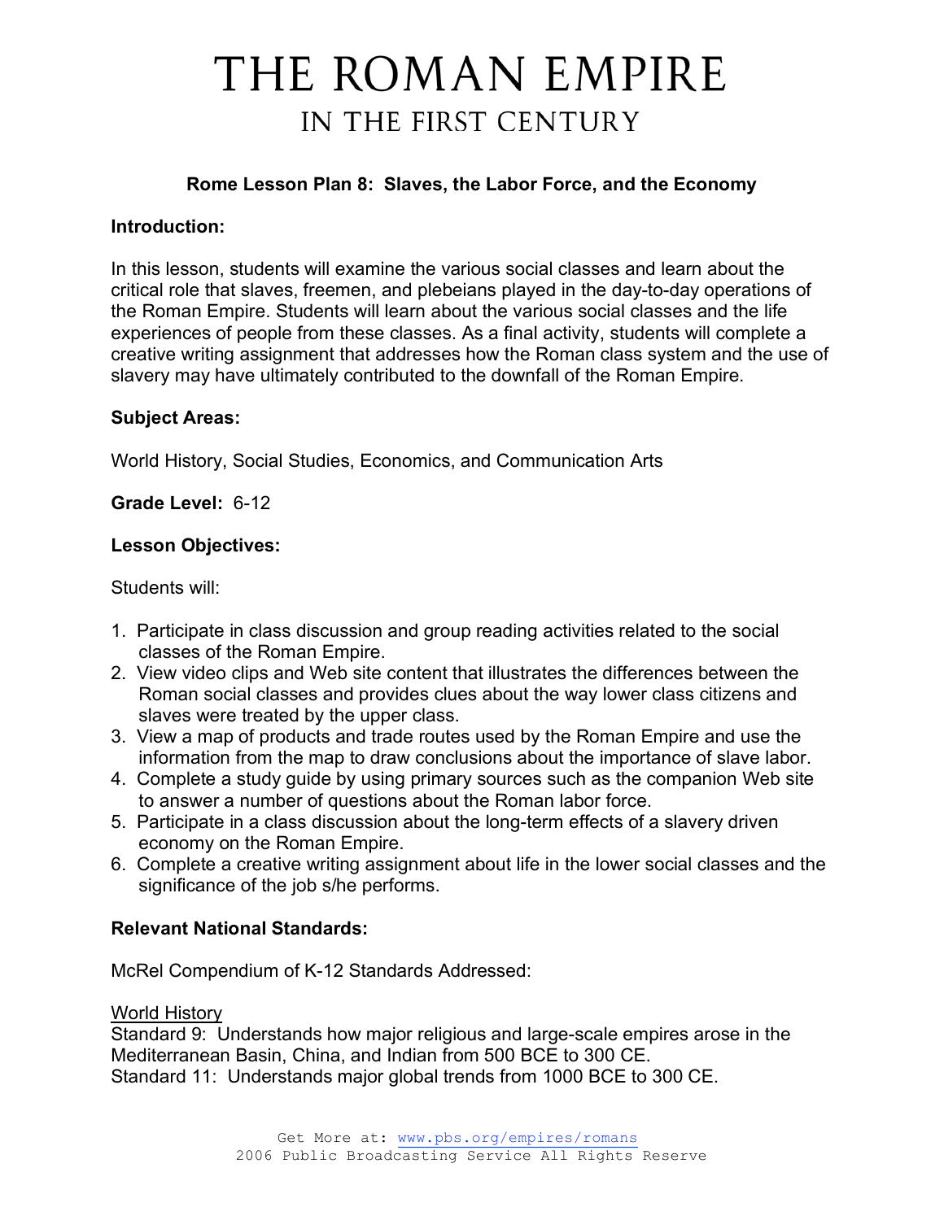# THE ROMAN EMPIRE
## IN THE FIRST CENTURY

### Rome Lesson Plan 8: Slaves, the Labor Force, and the Economy

**Introduction:**

In this lesson, students will examine the various social classes and learn about the critical role that slaves, freemen, and plebeians played in the day-to-day operations of the Roman Empire. Students will learn about the various social classes and the life experiences of people from these classes. As a final activity, students will complete a creative writing assignment that addresses how the Roman class system and the use of slavery may have ultimately contributed to the downfall of the Roman Empire.

**Subject Areas:**

World History, Social Studies, Economics, and Communication Arts

**Grade Level:** 6-12

**Lesson Objectives:**

Students will:

1. Participate in class discussion and group reading activities related to the social classes of the Roman Empire.
2. View video clips and Web site content that illustrates the differences between the Roman social classes and provides clues about the way lower class citizens and slaves were treated by the upper class.
3. View a map of products and trade routes used by the Roman Empire and use the information from the map to draw conclusions about the importance of slave labor.
4. Complete a study guide by using primary sources such as the companion Web site to answer a number of questions about the Roman labor force.
5. Participate in a class discussion about the long-term effects of a slavery driven economy on the Roman Empire.
6. Complete a creative writing assignment about life in the lower social classes and the significance of the job s/he performs.

**Relevant National Standards:**

McRel Compendium of K-12 Standards Addressed:

World History
Standard 9: Understands how major religious and large-scale empires arose in the Mediterranean Basin, China, and Indian from 500 BCE to 300 CE.
Standard 11: Understands major global trends from 1000 BCE to 300 CE.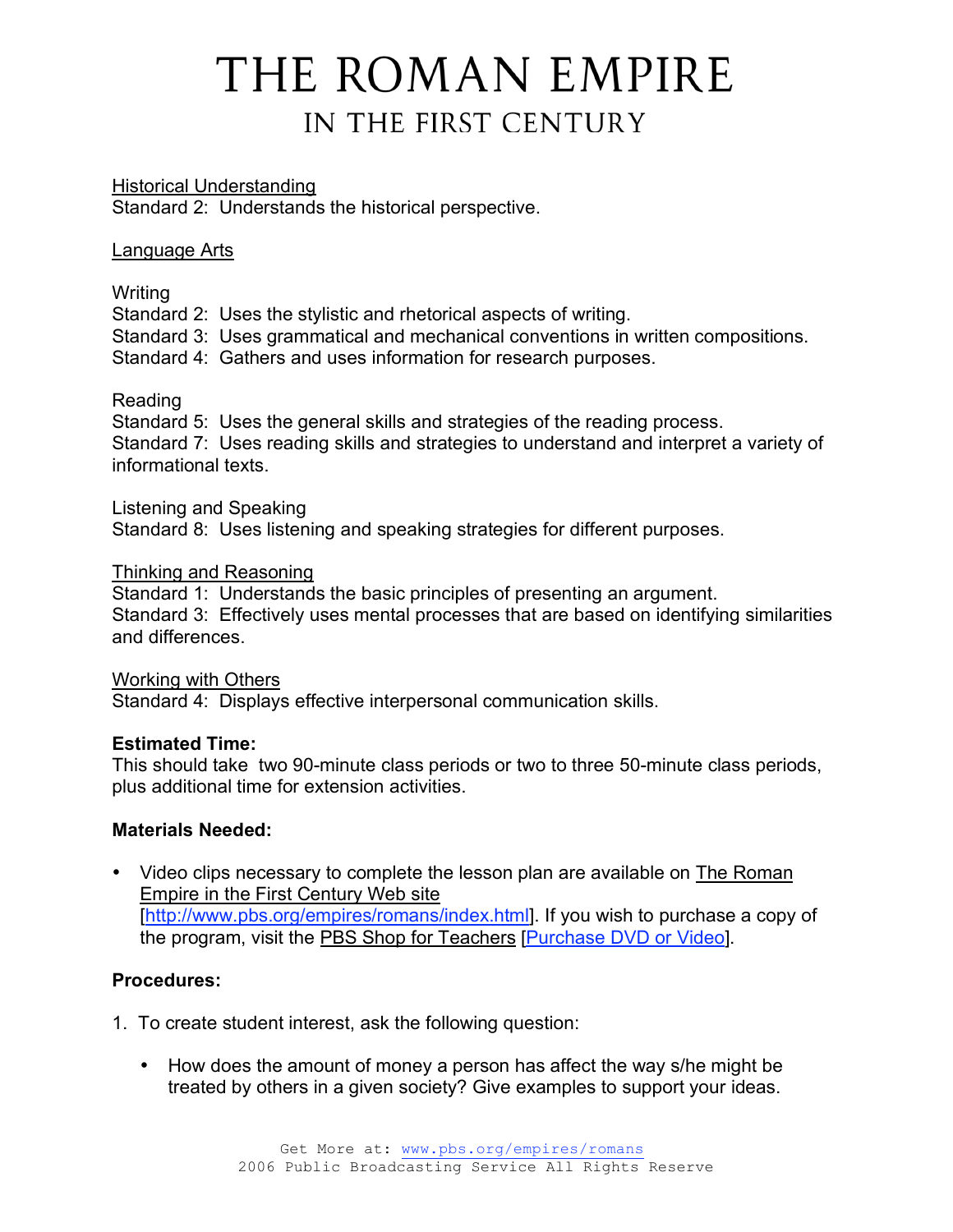# THE ROMAN EMPIRE
## IN THE FIRST CENTURY

Historical Understanding
Standard 2: Understands the historical perspective.

Language Arts

Writing
Standard 2: Uses the stylistic and rhetorical aspects of writing.
Standard 3: Uses grammatical and mechanical conventions in written compositions.
Standard 4: Gathers and uses information for research purposes.

Reading
Standard 5: Uses the general skills and strategies of the reading process.
Standard 7: Uses reading skills and strategies to understand and interpret a variety of informational texts.

Listening and Speaking
Standard 8: Uses listening and speaking strategies for different purposes.

Thinking and Reasoning
Standard 1: Understands the basic principles of presenting an argument.
Standard 3: Effectively uses mental processes that are based on identifying similarities and differences.

Working with Others
Standard 4: Displays effective interpersonal communication skills.

**Estimated Time:**
This should take two 90-minute class periods or two to three 50-minute class periods, plus additional time for extension activities.

**Materials Needed:**

- Video clips necessary to complete the lesson plan are available on The Roman Empire in the First Century Web site [http://www.pbs.org/empires/romans/index.html]. If you wish to purchase a copy of the program, visit the PBS Shop for Teachers [Purchase DVD or Video].

**Procedures:**

1. To create student interest, ask the following question:

   - How does the amount of money a person has affect the way s/he might be treated by others in a given society? Give examples to support your ideas.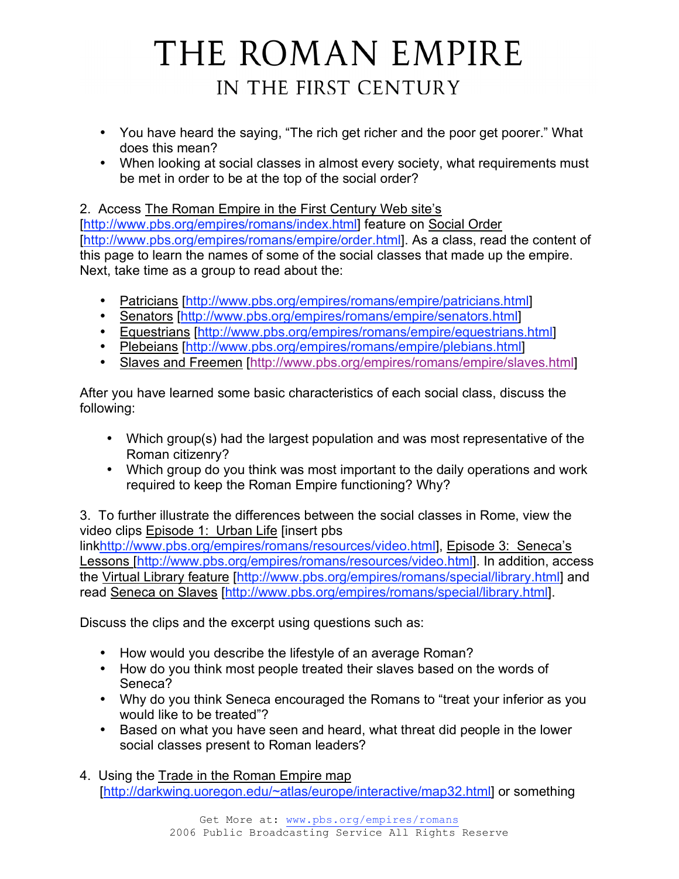# THE ROMAN EMPIRE

## IN THE FIRST CENTURY

- You have heard the saying, "The rich get richer and the poor get poorer." What does this mean?
- When looking at social classes in almost every society, what requirements must be met in order to be at the top of the social order?

2. Access The Roman Empire in the First Century Web site's [http://www.pbs.org/empires/romans/index.html] feature on Social Order [http://www.pbs.org/empires/romans/empire/order.html]. As a class, read the content of this page to learn the names of some of the social classes that made up the empire. Next, take time as a group to read about the:

- Patricians [http://www.pbs.org/empires/romans/empire/patricians.html]
- Senators [http://www.pbs.org/empires/romans/empire/senators.html]
- Equestrians [http://www.pbs.org/empires/romans/empire/equestrians.html]
- Plebeians [http://www.pbs.org/empires/romans/empire/plebians.html]
- Slaves and Freemen [http://www.pbs.org/empires/romans/empire/slaves.html]

After you have learned some basic characteristics of each social class, discuss the following:

- Which group(s) had the largest population and was most representative of the Roman citizenry?
- Which group do you think was most important to the daily operations and work required to keep the Roman Empire functioning? Why?

3. To further illustrate the differences between the social classes in Rome, view the video clips Episode 1: Urban Life [insert pbs linkhttp://www.pbs.org/empires/romans/resources/video.html], Episode 3: Seneca's Lessons [http://www.pbs.org/empires/romans/resources/video.html]. In addition, access the Virtual Library feature [http://www.pbs.org/empires/romans/special/library.html] and read Seneca on Slaves [http://www.pbs.org/empires/romans/special/library.html].

Discuss the clips and the excerpt using questions such as:

- How would you describe the lifestyle of an average Roman?
- How do you think most people treated their slaves based on the words of Seneca?
- Why do you think Seneca encouraged the Romans to "treat your inferior as you would like to be treated"?
- Based on what you have seen and heard, what threat did people in the lower social classes present to Roman leaders?

4. Using the Trade in the Roman Empire map [http://darkwing.uoregon.edu/~atlas/europe/interactive/map32.html] or something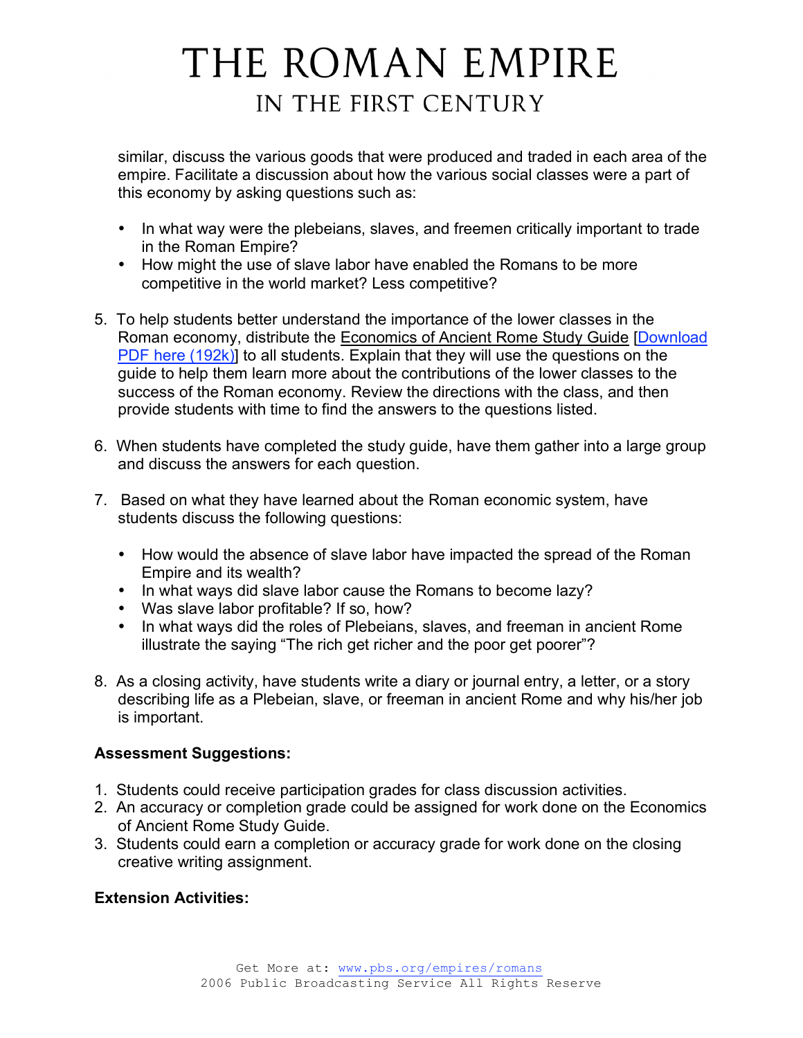similar, discuss the various goods that were produced and traded in each area of the empire. Facilitate a discussion about how the various social classes were a part of this economy by asking questions such as:

- In what way were the plebeians, slaves, and freemen critically important to trade in the Roman Empire?
- How might the use of slave labor have enabled the Romans to be more competitive in the world market? Less competitive?

5. To help students better understand the importance of the lower classes in the Roman economy, distribute the Economics of Ancient Rome Study Guide [Download PDF here (192k)] to all students. Explain that they will use the questions on the guide to help them learn more about the contributions of the lower classes to the success of the Roman economy. Review the directions with the class, and then provide students with time to find the answers to the questions listed.

6. When students have completed the study guide, have them gather into a large group and discuss the answers for each question.

7. Based on what they have learned about the Roman economic system, have students discuss the following questions:

   - How would the absence of slave labor have impacted the spread of the Roman Empire and its wealth?
   - In what ways did slave labor cause the Romans to become lazy?
   - Was slave labor profitable? If so, how?
   - In what ways did the roles of Plebeians, slaves, and freeman in ancient Rome illustrate the saying "The rich get richer and the poor get poorer"?

8. As a closing activity, have students write a diary or journal entry, a letter, or a story describing life as a Plebeian, slave, or freeman in ancient Rome and why his/her job is important.

**Assessment Suggestions:**

1. Students could receive participation grades for class discussion activities.
2. An accuracy or completion grade could be assigned for work done on the Economics of Ancient Rome Study Guide.
3. Students could earn a completion or accuracy grade for work done on the closing creative writing assignment.

**Extension Activities:**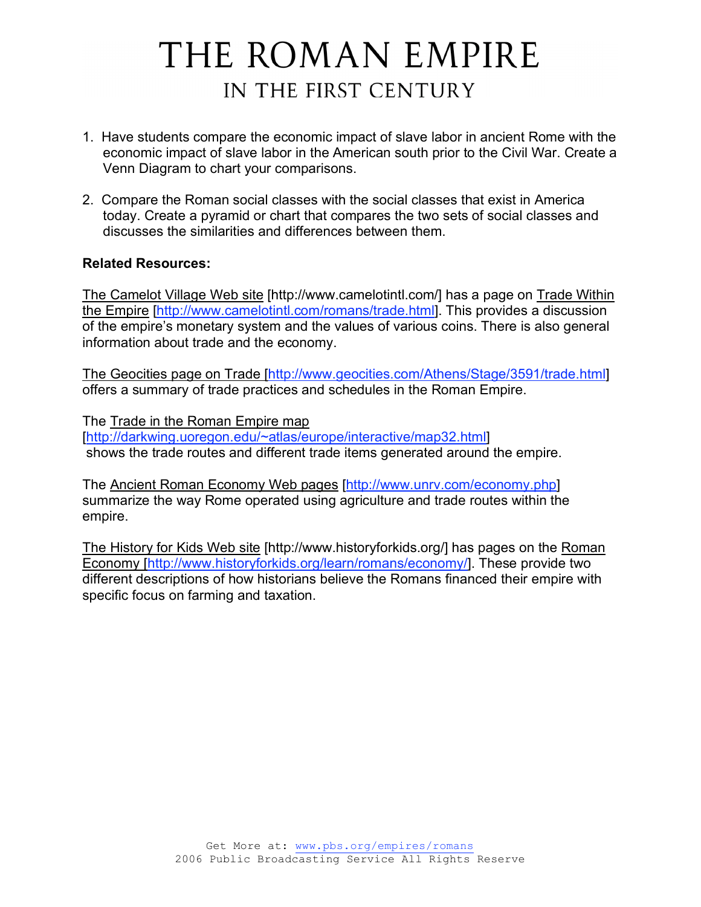# THE ROMAN EMPIRE

## IN THE FIRST CENTURY

1. Have students compare the economic impact of slave labor in ancient Rome with the economic impact of slave labor in the American south prior to the Civil War. Create a Venn Diagram to chart your comparisons.

2. Compare the Roman social classes with the social classes that exist in America today. Create a pyramid or chart that compares the two sets of social classes and discusses the similarities and differences between them.

**Related Resources:**

The Camelot Village Web site [http://www.camelotintl.com/] has a page on Trade Within the Empire [http://www.camelotintl.com/romans/trade.html]. This provides a discussion of the empire's monetary system and the values of various coins. There is also general information about trade and the economy.

The Geocities page on Trade [http://www.geocities.com/Athens/Stage/3591/trade.html] offers a summary of trade practices and schedules in the Roman Empire.

The Trade in the Roman Empire map [http://darkwing.uoregon.edu/~atlas/europe/interactive/map32.html] shows the trade routes and different trade items generated around the empire.

The Ancient Roman Economy Web pages [http://www.unrv.com/economy.php] summarize the way Rome operated using agriculture and trade routes within the empire.

The History for Kids Web site [http://www.historyforkids.org/] has pages on the Roman Economy [http://www.historyforkids.org/learn/romans/economy/]. These provide two different descriptions of how historians believe the Romans financed their empire with specific focus on farming and taxation.

Get More at: www.pbs.org/empires/romans
2006 Public Broadcasting Service All Rights Reserve